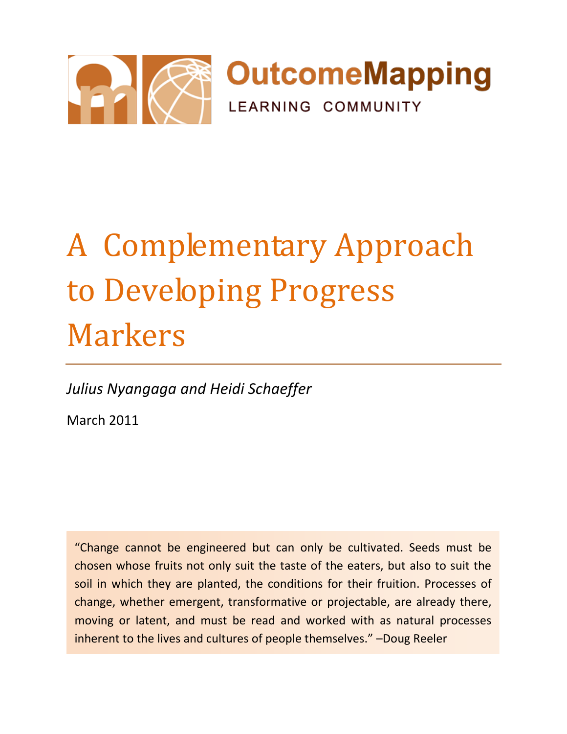OutcomeMapping

LEARNING COMMUNITY

# A Complementary Approach to Developing Progress Markers

*Julius Nyangaga and Heidi Schaeffer*

March 2011

> "Change cannot be engineered but can only be cultivated. Seeds must be chosen whose fruits not only suit the taste of the eaters, but also to suit the soil in which they are planted, the conditions for their fruition. Processes of change, whether emergent, transformative or projectable, are already there, moving or latent, and must be read and worked with as natural processes inherent to the lives and cultures of people themselves." –Doug Reeler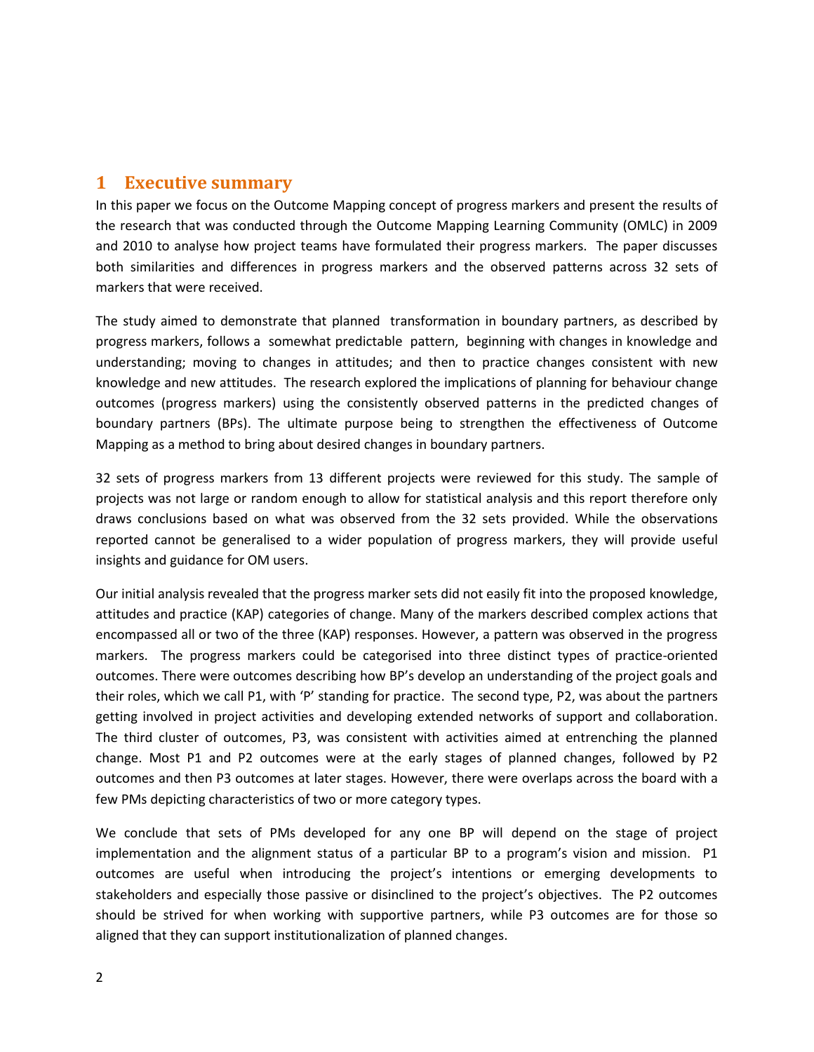## 1 Executive summary

In this paper we focus on the Outcome Mapping concept of progress markers and present the results of the research that was conducted through the Outcome Mapping Learning Community (OMLC) in 2009 and 2010 to analyse how project teams have formulated their progress markers. The paper discusses both similarities and differences in progress markers and the observed patterns across 32 sets of markers that were received.

The study aimed to demonstrate that planned transformation in boundary partners, as described by progress markers, follows a somewhat predictable pattern, beginning with changes in knowledge and understanding; moving to changes in attitudes; and then to practice changes consistent with new knowledge and new attitudes. The research explored the implications of planning for behaviour change outcomes (progress markers) using the consistently observed patterns in the predicted changes of boundary partners (BPs). The ultimate purpose being to strengthen the effectiveness of Outcome Mapping as a method to bring about desired changes in boundary partners.

32 sets of progress markers from 13 different projects were reviewed for this study. The sample of projects was not large or random enough to allow for statistical analysis and this report therefore only draws conclusions based on what was observed from the 32 sets provided. While the observations reported cannot be generalised to a wider population of progress markers, they will provide useful insights and guidance for OM users.

Our initial analysis revealed that the progress marker sets did not easily fit into the proposed knowledge, attitudes and practice (KAP) categories of change. Many of the markers described complex actions that encompassed all or two of the three (KAP) responses. However, a pattern was observed in the progress markers. The progress markers could be categorised into three distinct types of practice-oriented outcomes. There were outcomes describing how BP's develop an understanding of the project goals and their roles, which we call P1, with 'P' standing for practice. The second type, P2, was about the partners getting involved in project activities and developing extended networks of support and collaboration. The third cluster of outcomes, P3, was consistent with activities aimed at entrenching the planned change. Most P1 and P2 outcomes were at the early stages of planned changes, followed by P2 outcomes and then P3 outcomes at later stages. However, there were overlaps across the board with a few PMs depicting characteristics of two or more category types.

We conclude that sets of PMs developed for any one BP will depend on the stage of project implementation and the alignment status of a particular BP to a program's vision and mission. P1 outcomes are useful when introducing the project's intentions or emerging developments to stakeholders and especially those passive or disinclined to the project's objectives. The P2 outcomes should be strived for when working with supportive partners, while P3 outcomes are for those so aligned that they can support institutionalization of planned changes.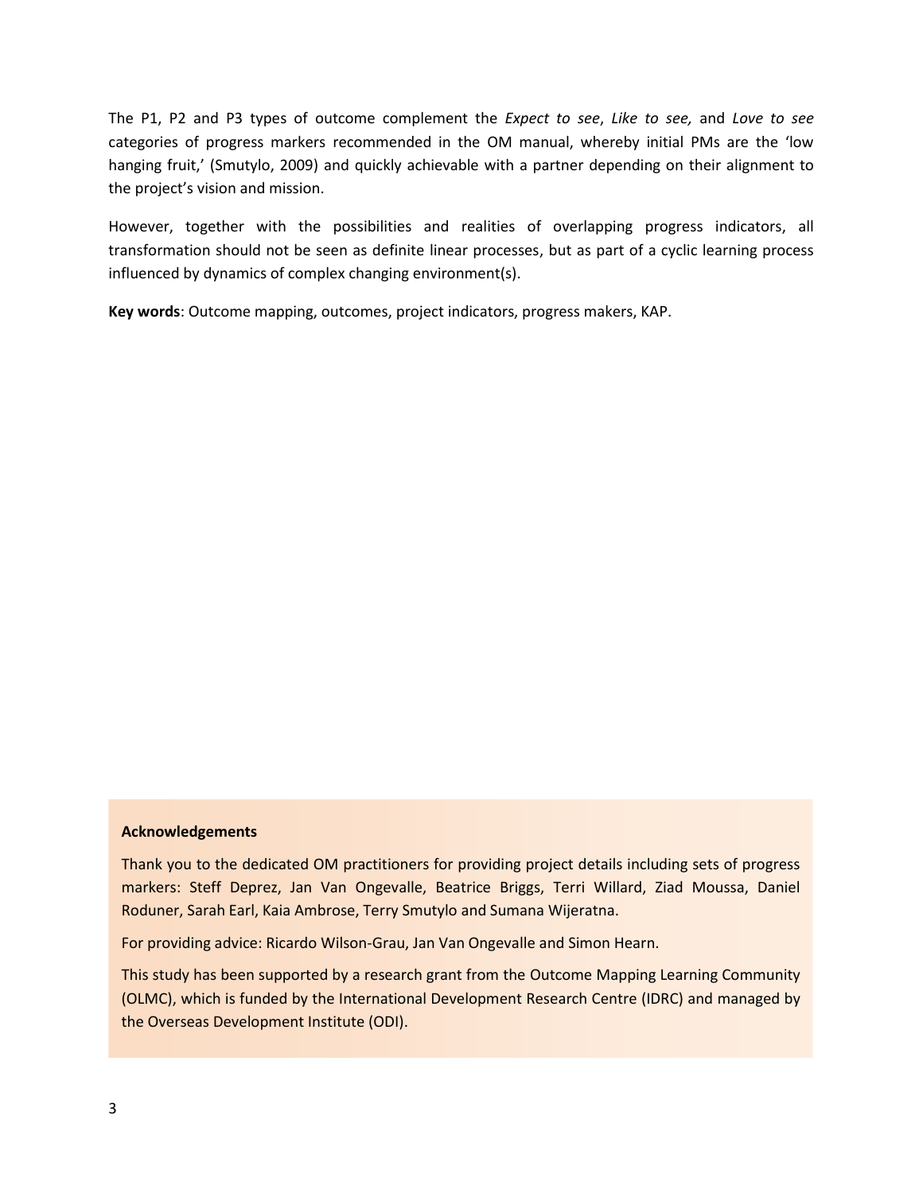The P1, P2 and P3 types of outcome complement the *Expect to see*, *Like to see,* and *Love to see* categories of progress markers recommended in the OM manual, whereby initial PMs are the 'low hanging fruit,' (Smutylo, 2009) and quickly achievable with a partner depending on their alignment to the project's vision and mission.

However, together with the possibilities and realities of overlapping progress indicators, all transformation should not be seen as definite linear processes, but as part of a cyclic learning process influenced by dynamics of complex changing environment(s).

**Key words**: Outcome mapping, outcomes, project indicators, progress makers, KAP.

**Acknowledgements**

Thank you to the dedicated OM practitioners for providing project details including sets of progress markers: Steff Deprez, Jan Van Ongevalle, Beatrice Briggs, Terri Willard, Ziad Moussa, Daniel Roduner, Sarah Earl, Kaia Ambrose, Terry Smutylo and Sumana Wijeratna.

For providing advice: Ricardo Wilson-Grau, Jan Van Ongevalle and Simon Hearn.

This study has been supported by a research grant from the Outcome Mapping Learning Community (OLMC), which is funded by the International Development Research Centre (IDRC) and managed by the Overseas Development Institute (ODI).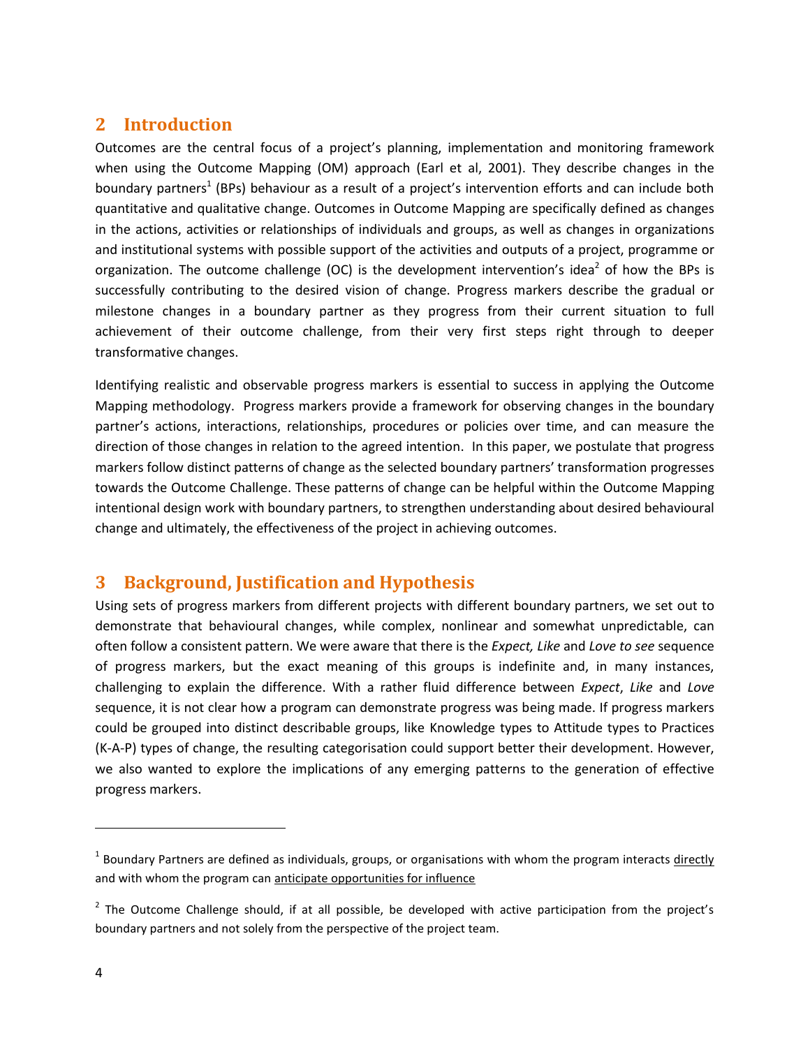## 2 Introduction

Outcomes are the central focus of a project's planning, implementation and monitoring framework when using the Outcome Mapping (OM) approach (Earl et al, 2001). They describe changes in the boundary partners[1] (BPs) behaviour as a result of a project's intervention efforts and can include both quantitative and qualitative change. Outcomes in Outcome Mapping are specifically defined as changes in the actions, activities or relationships of individuals and groups, as well as changes in organizations and institutional systems with possible support of the activities and outputs of a project, programme or organization. The outcome challenge (OC) is the development intervention's idea[2] of how the BPs is successfully contributing to the desired vision of change. Progress markers describe the gradual or milestone changes in a boundary partner as they progress from their current situation to full achievement of their outcome challenge, from their very first steps right through to deeper transformative changes.

Identifying realistic and observable progress markers is essential to success in applying the Outcome Mapping methodology. Progress markers provide a framework for observing changes in the boundary partner's actions, interactions, relationships, procedures or policies over time, and can measure the direction of those changes in relation to the agreed intention. In this paper, we postulate that progress markers follow distinct patterns of change as the selected boundary partners' transformation progresses towards the Outcome Challenge. These patterns of change can be helpful within the Outcome Mapping intentional design work with boundary partners, to strengthen understanding about desired behavioural change and ultimately, the effectiveness of the project in achieving outcomes.

## 3 Background, Justification and Hypothesis

Using sets of progress markers from different projects with different boundary partners, we set out to demonstrate that behavioural changes, while complex, nonlinear and somewhat unpredictable, can often follow a consistent pattern. We were aware that there is the *Expect, Like* and *Love to see* sequence of progress markers, but the exact meaning of this groups is indefinite and, in many instances, challenging to explain the difference. With a rather fluid difference between *Expect*, *Like* and *Love* sequence, it is not clear how a program can demonstrate progress was being made. If progress markers could be grouped into distinct describable groups, like Knowledge types to Attitude types to Practices (K-A-P) types of change, the resulting categorisation could support better their development. However, we also wanted to explore the implications of any emerging patterns to the generation of effective progress markers.

---

[1] Boundary Partners are defined as individuals, groups, or organisations with whom the program interacts directly and with whom the program can anticipate opportunities for influence

[2] The Outcome Challenge should, if at all possible, be developed with active participation from the project's boundary partners and not solely from the perspective of the project team.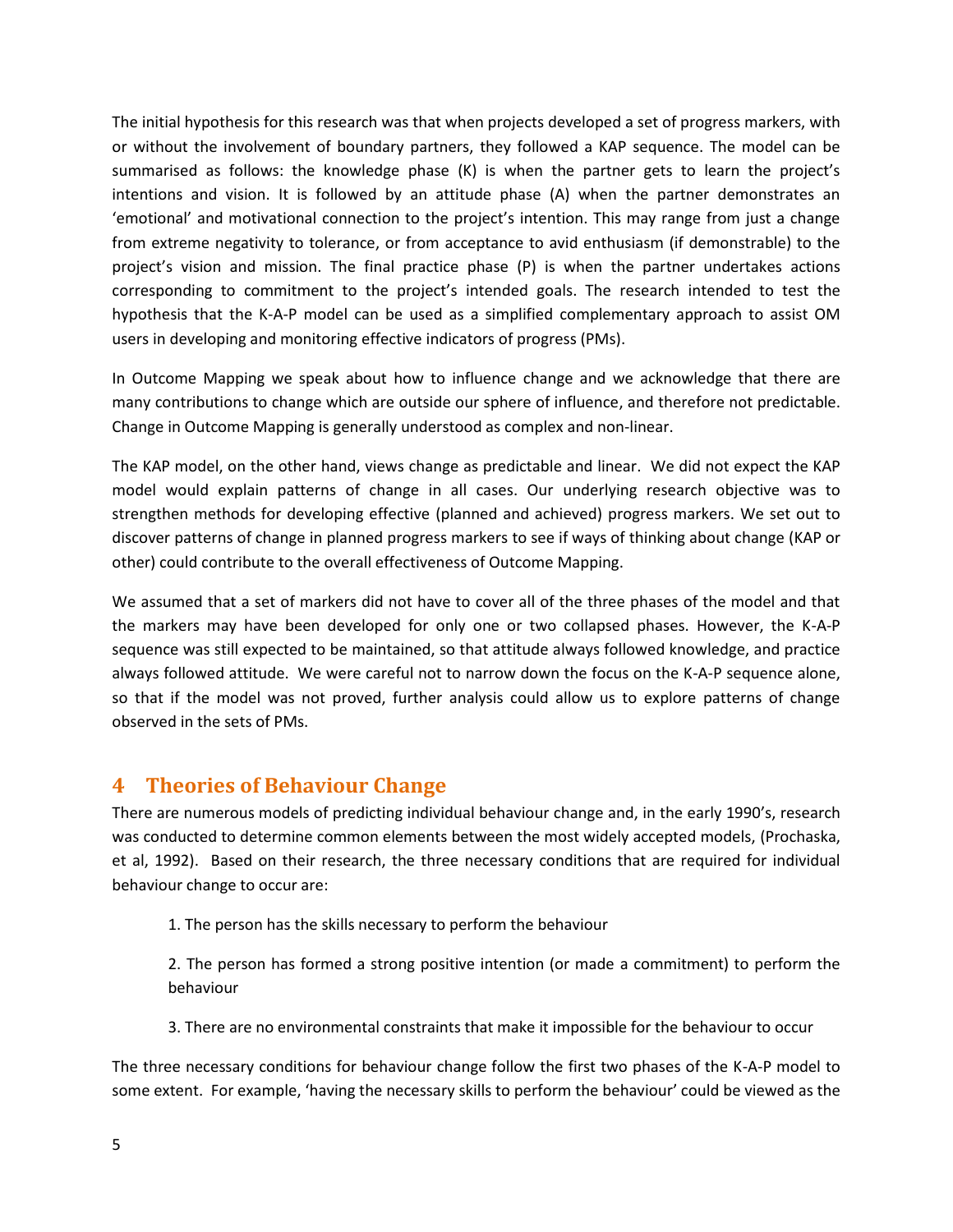The initial hypothesis for this research was that when projects developed a set of progress markers, with or without the involvement of boundary partners, they followed a KAP sequence. The model can be summarised as follows: the knowledge phase (K) is when the partner gets to learn the project's intentions and vision. It is followed by an attitude phase (A) when the partner demonstrates an 'emotional' and motivational connection to the project's intention. This may range from just a change from extreme negativity to tolerance, or from acceptance to avid enthusiasm (if demonstrable) to the project's vision and mission. The final practice phase (P) is when the partner undertakes actions corresponding to commitment to the project's intended goals. The research intended to test the hypothesis that the K-A-P model can be used as a simplified complementary approach to assist OM users in developing and monitoring effective indicators of progress (PMs).

In Outcome Mapping we speak about how to influence change and we acknowledge that there are many contributions to change which are outside our sphere of influence, and therefore not predictable. Change in Outcome Mapping is generally understood as complex and non-linear.

The KAP model, on the other hand, views change as predictable and linear. We did not expect the KAP model would explain patterns of change in all cases. Our underlying research objective was to strengthen methods for developing effective (planned and achieved) progress markers. We set out to discover patterns of change in planned progress markers to see if ways of thinking about change (KAP or other) could contribute to the overall effectiveness of Outcome Mapping.

We assumed that a set of markers did not have to cover all of the three phases of the model and that the markers may have been developed for only one or two collapsed phases. However, the K-A-P sequence was still expected to be maintained, so that attitude always followed knowledge, and practice always followed attitude. We were careful not to narrow down the focus on the K-A-P sequence alone, so that if the model was not proved, further analysis could allow us to explore patterns of change observed in the sets of PMs.

# 4 Theories of Behaviour Change

There are numerous models of predicting individual behaviour change and, in the early 1990's, research was conducted to determine common elements between the most widely accepted models, (Prochaska, et al, 1992). Based on their research, the three necessary conditions that are required for individual behaviour change to occur are:

1. The person has the skills necessary to perform the behaviour
2. The person has formed a strong positive intention (or made a commitment) to perform the behaviour
3. There are no environmental constraints that make it impossible for the behaviour to occur

The three necessary conditions for behaviour change follow the first two phases of the K-A-P model to some extent. For example, 'having the necessary skills to perform the behaviour' could be viewed as the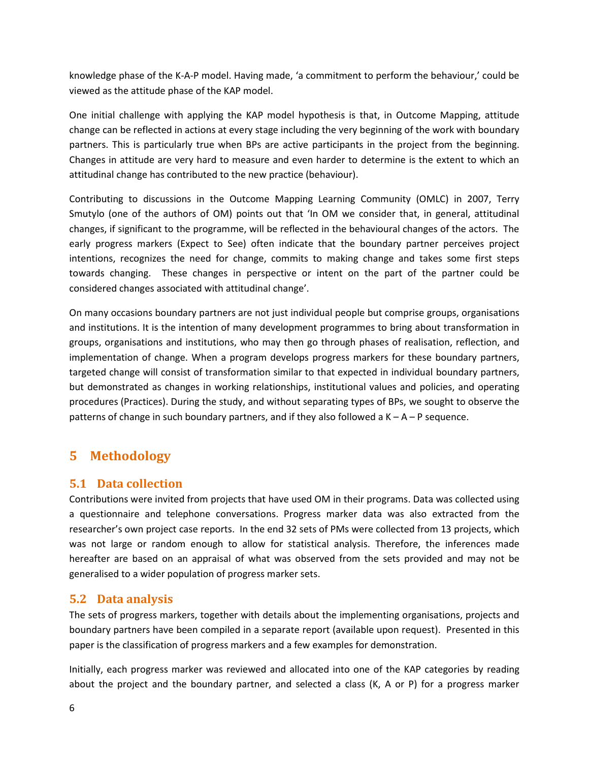knowledge phase of the K-A-P model. Having made, 'a commitment to perform the behaviour,' could be viewed as the attitude phase of the KAP model.

One initial challenge with applying the KAP model hypothesis is that, in Outcome Mapping, attitude change can be reflected in actions at every stage including the very beginning of the work with boundary partners. This is particularly true when BPs are active participants in the project from the beginning. Changes in attitude are very hard to measure and even harder to determine is the extent to which an attitudinal change has contributed to the new practice (behaviour).

Contributing to discussions in the Outcome Mapping Learning Community (OMLC) in 2007, Terry Smutylo (one of the authors of OM) points out that 'In OM we consider that, in general, attitudinal changes, if significant to the programme, will be reflected in the behavioural changes of the actors. The early progress markers (Expect to See) often indicate that the boundary partner perceives project intentions, recognizes the need for change, commits to making change and takes some first steps towards changing. These changes in perspective or intent on the part of the partner could be considered changes associated with attitudinal change'.

On many occasions boundary partners are not just individual people but comprise groups, organisations and institutions. It is the intention of many development programmes to bring about transformation in groups, organisations and institutions, who may then go through phases of realisation, reflection, and implementation of change. When a program develops progress markers for these boundary partners, targeted change will consist of transformation similar to that expected in individual boundary partners, but demonstrated as changes in working relationships, institutional values and policies, and operating procedures (Practices). During the study, and without separating types of BPs, we sought to observe the patterns of change in such boundary partners, and if they also followed a K – A – P sequence.

# 5 Methodology

## 5.1 Data collection

Contributions were invited from projects that have used OM in their programs. Data was collected using a questionnaire and telephone conversations. Progress marker data was also extracted from the researcher's own project case reports. In the end 32 sets of PMs were collected from 13 projects, which was not large or random enough to allow for statistical analysis. Therefore, the inferences made hereafter are based on an appraisal of what was observed from the sets provided and may not be generalised to a wider population of progress marker sets.

## 5.2 Data analysis

The sets of progress markers, together with details about the implementing organisations, projects and boundary partners have been compiled in a separate report (available upon request). Presented in this paper is the classification of progress markers and a few examples for demonstration.

Initially, each progress marker was reviewed and allocated into one of the KAP categories by reading about the project and the boundary partner, and selected a class (K, A or P) for a progress marker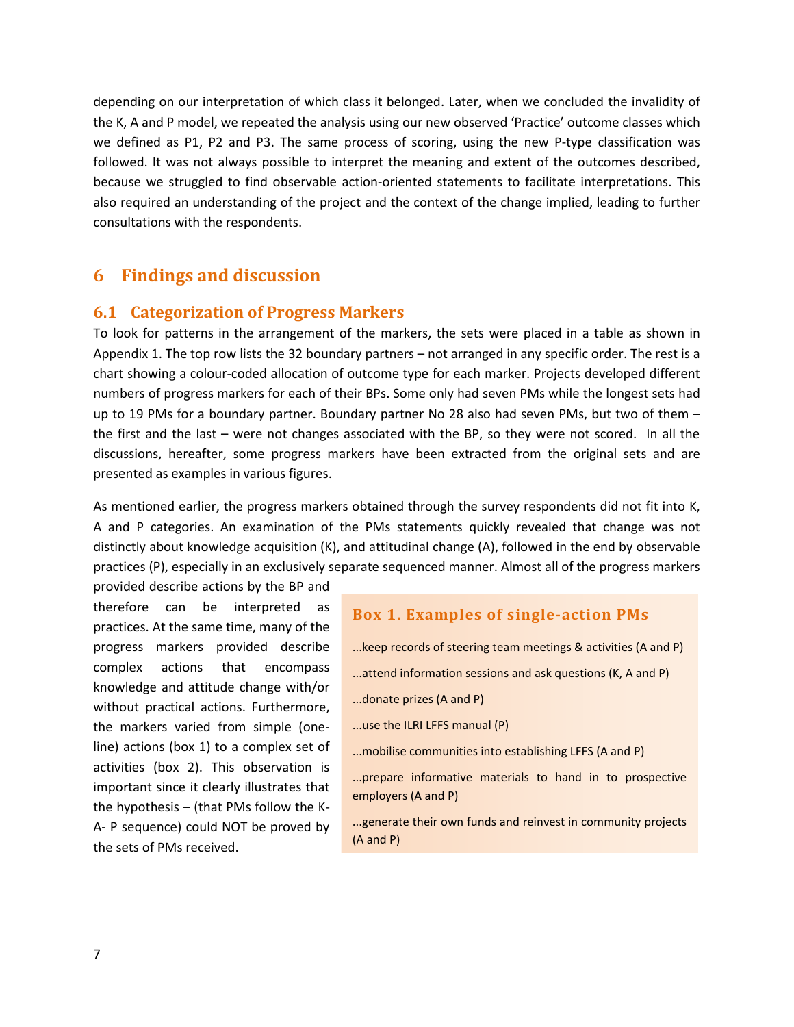depending on our interpretation of which class it belonged. Later, when we concluded the invalidity of the K, A and P model, we repeated the analysis using our new observed 'Practice' outcome classes which we defined as P1, P2 and P3. The same process of scoring, using the new P-type classification was followed. It was not always possible to interpret the meaning and extent of the outcomes described, because we struggled to find observable action-oriented statements to facilitate interpretations. This also required an understanding of the project and the context of the change implied, leading to further consultations with the respondents.

# 6 Findings and discussion

## 6.1 Categorization of Progress Markers

To look for patterns in the arrangement of the markers, the sets were placed in a table as shown in Appendix 1. The top row lists the 32 boundary partners – not arranged in any specific order. The rest is a chart showing a colour-coded allocation of outcome type for each marker. Projects developed different numbers of progress markers for each of their BPs. Some only had seven PMs while the longest sets had up to 19 PMs for a boundary partner. Boundary partner No 28 also had seven PMs, but two of them – the first and the last – were not changes associated with the BP, so they were not scored. In all the discussions, hereafter, some progress markers have been extracted from the original sets and are presented as examples in various figures.

As mentioned earlier, the progress markers obtained through the survey respondents did not fit into K, A and P categories. An examination of the PMs statements quickly revealed that change was not distinctly about knowledge acquisition (K), and attitudinal change (A), followed in the end by observable practices (P), especially in an exclusively separate sequenced manner. Almost all of the progress markers provided describe actions by the BP and therefore can be interpreted as practices. At the same time, many of the progress markers provided describe complex actions that encompass knowledge and attitude change with/or without practical actions. Furthermore, the markers varied from simple (one-line) actions (box 1) to a complex set of activities (box 2). This observation is important since it clearly illustrates that the hypothesis – (that PMs follow the K-A- P sequence) could NOT be proved by the sets of PMs received.

**Box 1. Examples of single-action PMs**

...keep records of steering team meetings & activities (A and P)

...attend information sessions and ask questions (K, A and P)

...donate prizes (A and P)

...use the ILRI LFFS manual (P)

...mobilise communities into establishing LFFS (A and P)

...prepare informative materials to hand in to prospective employers (A and P)

...generate their own funds and reinvest in community projects (A and P)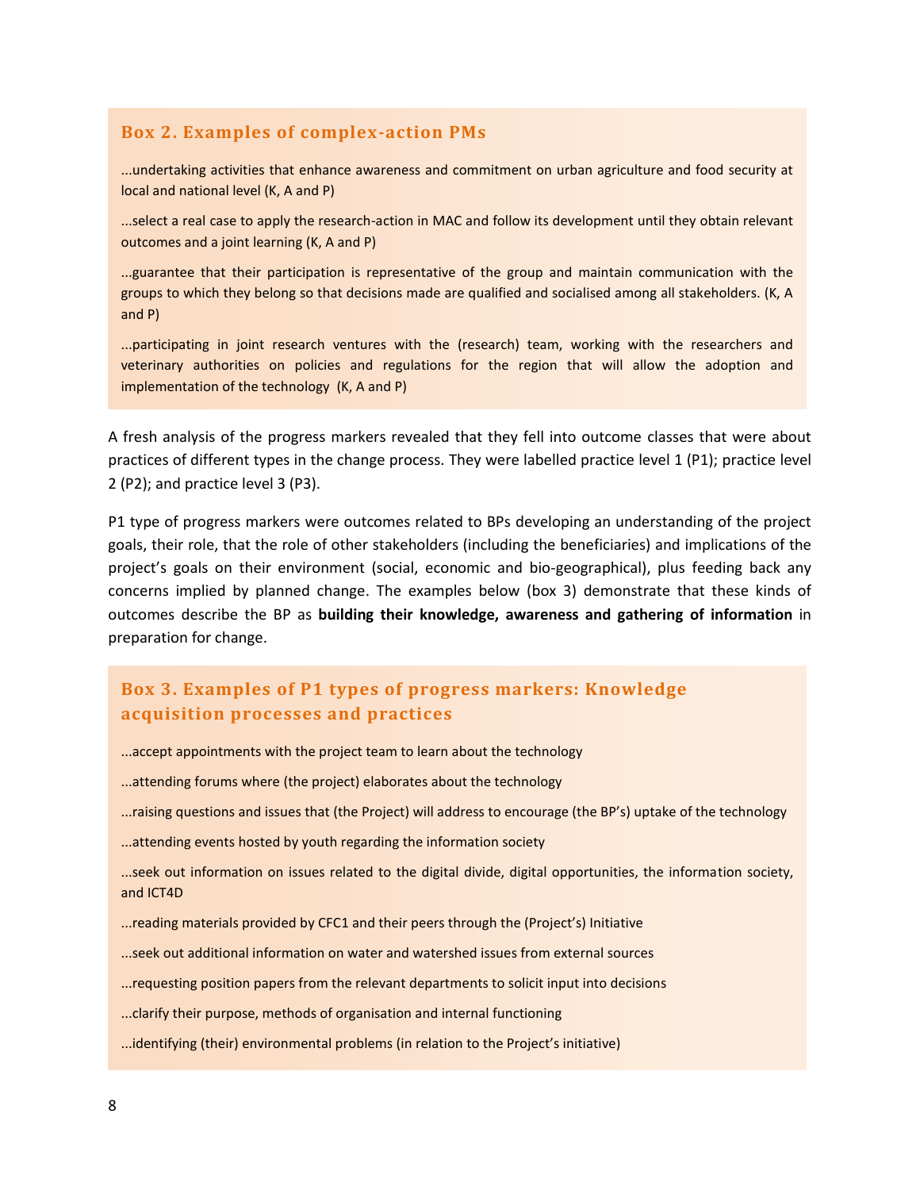### Box 2. Examples of complex-action PMs

...undertaking activities that enhance awareness and commitment on urban agriculture and food security at local and national level (K, A and P)

...select a real case to apply the research-action in MAC and follow its development until they obtain relevant outcomes and a joint learning (K, A and P)

...guarantee that their participation is representative of the group and maintain communication with the groups to which they belong so that decisions made are qualified and socialised among all stakeholders. (K, A and P)

...participating in joint research ventures with the (research) team, working with the researchers and veterinary authorities on policies and regulations for the region that will allow the adoption and implementation of the technology (K, A and P)

A fresh analysis of the progress markers revealed that they fell into outcome classes that were about practices of different types in the change process. They were labelled practice level 1 (P1); practice level 2 (P2); and practice level 3 (P3).

P1 type of progress markers were outcomes related to BPs developing an understanding of the project goals, their role, that the role of other stakeholders (including the beneficiaries) and implications of the project's goals on their environment (social, economic and bio-geographical), plus feeding back any concerns implied by planned change. The examples below (box 3) demonstrate that these kinds of outcomes describe the BP as **building their knowledge, awareness and gathering of information** in preparation for change.

### Box 3. Examples of P1 types of progress markers: Knowledge acquisition processes and practices

...accept appointments with the project team to learn about the technology

...attending forums where (the project) elaborates about the technology

...raising questions and issues that (the Project) will address to encourage (the BP's) uptake of the technology

...attending events hosted by youth regarding the information society

...seek out information on issues related to the digital divide, digital opportunities, the information society, and ICT4D

...reading materials provided by CFC1 and their peers through the (Project's) Initiative

...seek out additional information on water and watershed issues from external sources

...requesting position papers from the relevant departments to solicit input into decisions

...clarify their purpose, methods of organisation and internal functioning

...identifying (their) environmental problems (in relation to the Project's initiative)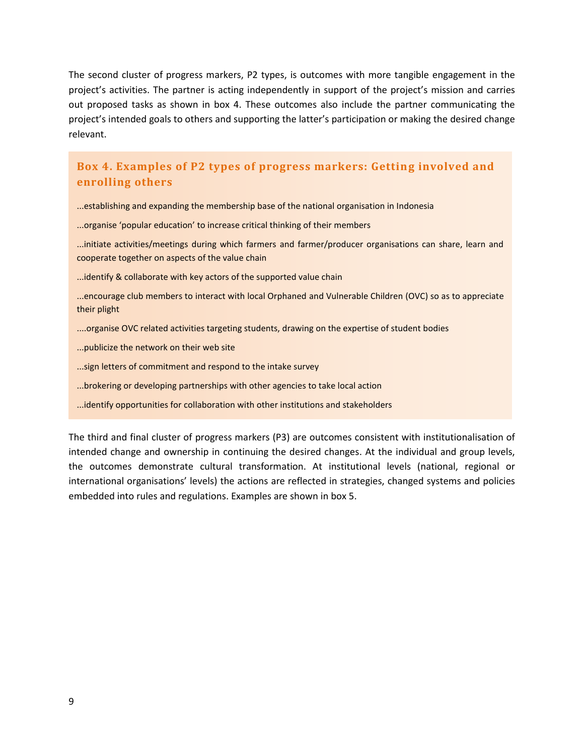The second cluster of progress markers, P2 types, is outcomes with more tangible engagement in the project's activities. The partner is acting independently in support of the project's mission and carries out proposed tasks as shown in box 4. These outcomes also include the partner communicating the project's intended goals to others and supporting the latter's participation or making the desired change relevant.

### Box 4. Examples of P2 types of progress markers: Getting involved and enrolling others

...establishing and expanding the membership base of the national organisation in Indonesia

...organise 'popular education' to increase critical thinking of their members

...initiate activities/meetings during which farmers and farmer/producer organisations can share, learn and cooperate together on aspects of the value chain

...identify & collaborate with key actors of the supported value chain

...encourage club members to interact with local Orphaned and Vulnerable Children (OVC) so as to appreciate their plight

....organise OVC related activities targeting students, drawing on the expertise of student bodies

...publicize the network on their web site

...sign letters of commitment and respond to the intake survey

...brokering or developing partnerships with other agencies to take local action

...identify opportunities for collaboration with other institutions and stakeholders

The third and final cluster of progress markers (P3) are outcomes consistent with institutionalisation of intended change and ownership in continuing the desired changes. At the individual and group levels, the outcomes demonstrate cultural transformation. At institutional levels (national, regional or international organisations' levels) the actions are reflected in strategies, changed systems and policies embedded into rules and regulations. Examples are shown in box 5.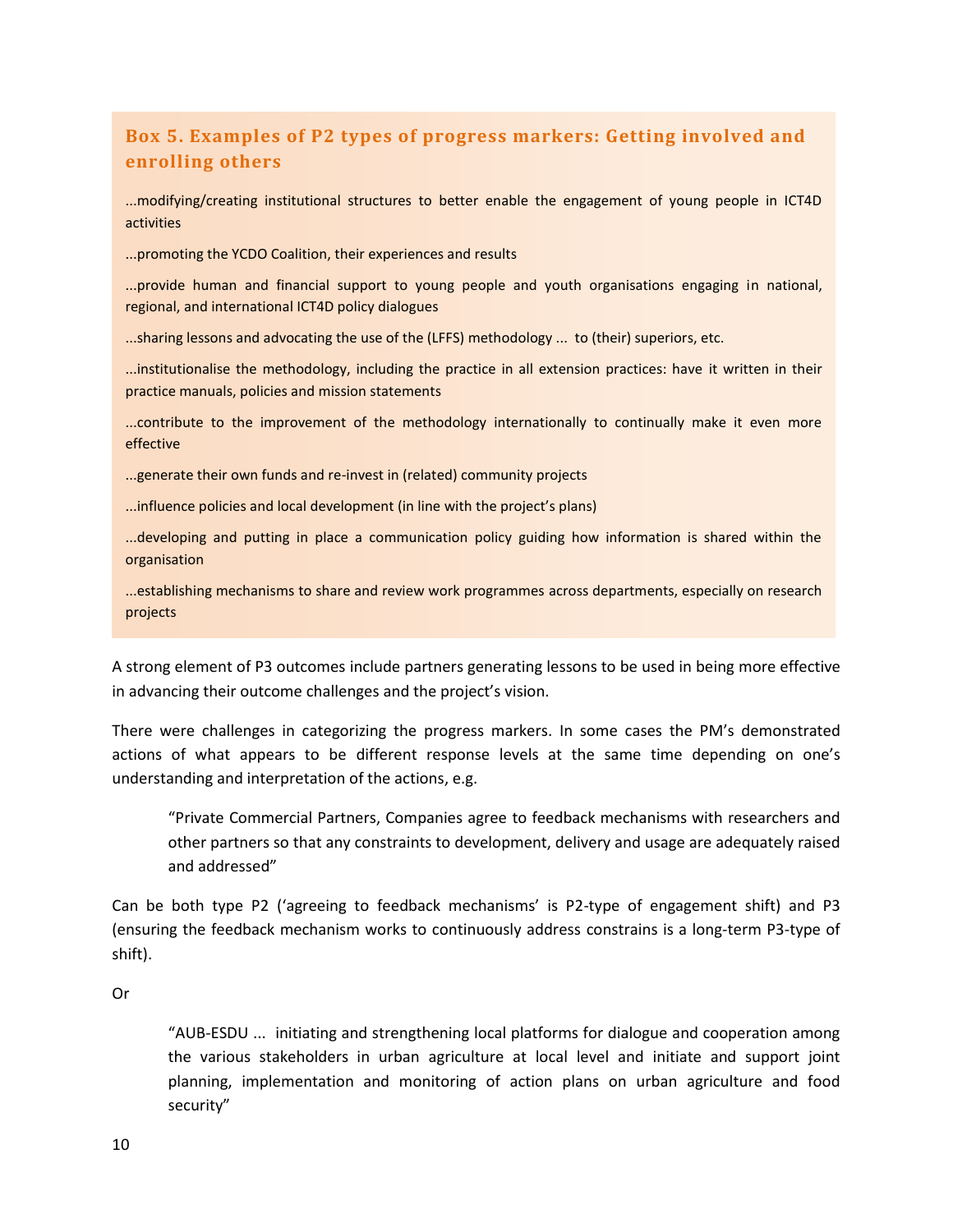### Box 5. Examples of P2 types of progress markers: Getting involved and enrolling others

...modifying/creating institutional structures to better enable the engagement of young people in ICT4D activities

...promoting the YCDO Coalition, their experiences and results

...provide human and financial support to young people and youth organisations engaging in national, regional, and international ICT4D policy dialogues

...sharing lessons and advocating the use of the (LFFS) methodology ... to (their) superiors, etc.

...institutionalise the methodology, including the practice in all extension practices: have it written in their practice manuals, policies and mission statements

...contribute to the improvement of the methodology internationally to continually make it even more effective

...generate their own funds and re-invest in (related) community projects

...influence policies and local development (in line with the project's plans)

...developing and putting in place a communication policy guiding how information is shared within the organisation

...establishing mechanisms to share and review work programmes across departments, especially on research projects

A strong element of P3 outcomes include partners generating lessons to be used in being more effective in advancing their outcome challenges and the project's vision.

There were challenges in categorizing the progress markers. In some cases the PM's demonstrated actions of what appears to be different response levels at the same time depending on one's understanding and interpretation of the actions, e.g.

> "Private Commercial Partners, Companies agree to feedback mechanisms with researchers and other partners so that any constraints to development, delivery and usage are adequately raised and addressed"

Can be both type P2 ('agreeing to feedback mechanisms' is P2-type of engagement shift) and P3 (ensuring the feedback mechanism works to continuously address constrains is a long-term P3-type of shift).

Or

> "AUB-ESDU ... initiating and strengthening local platforms for dialogue and cooperation among the various stakeholders in urban agriculture at local level and initiate and support joint planning, implementation and monitoring of action plans on urban agriculture and food security"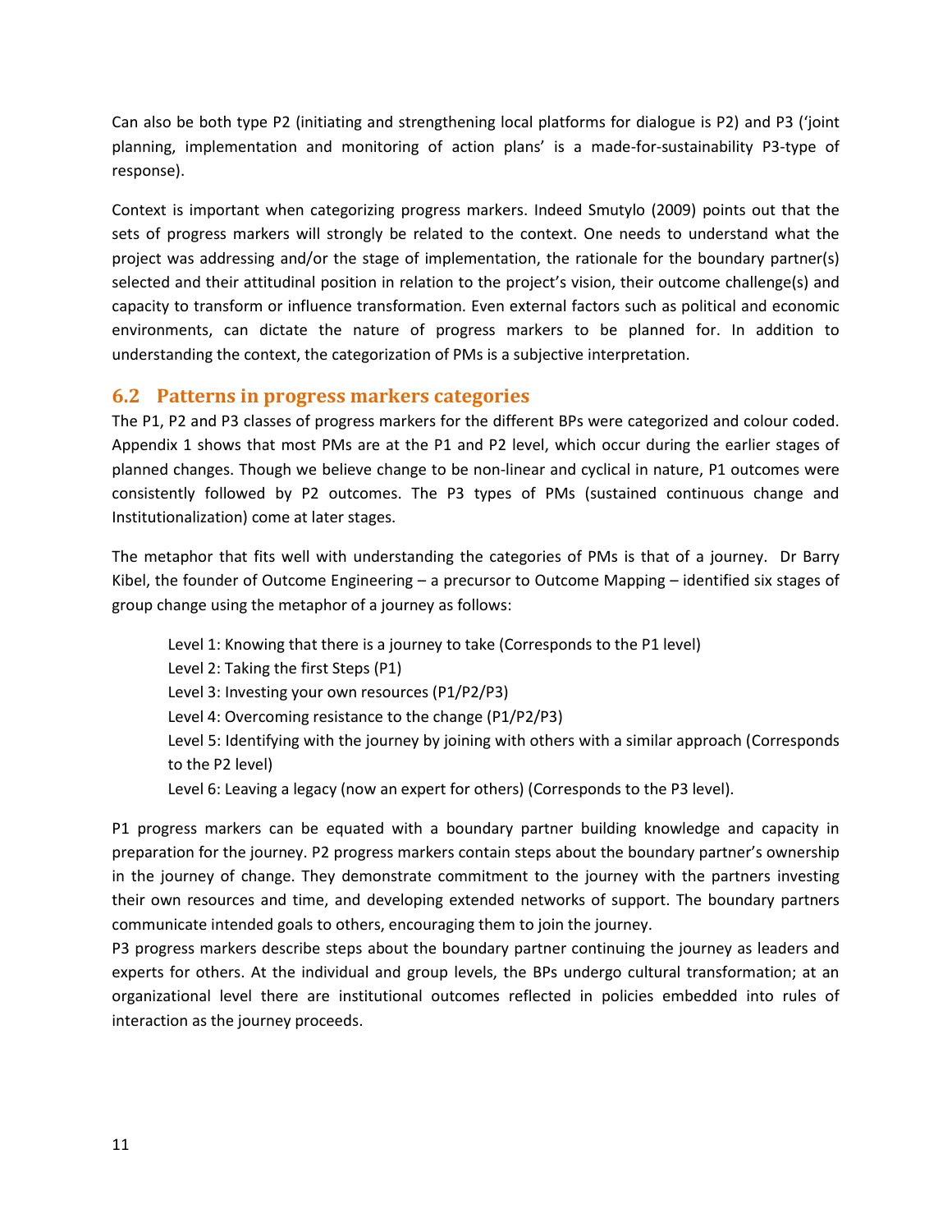Can also be both type P2 (initiating and strengthening local platforms for dialogue is P2) and P3 ('joint planning, implementation and monitoring of action plans' is a made-for-sustainability P3-type of response).

Context is important when categorizing progress markers. Indeed Smutylo (2009) points out that the sets of progress markers will strongly be related to the context. One needs to understand what the project was addressing and/or the stage of implementation, the rationale for the boundary partner(s) selected and their attitudinal position in relation to the project's vision, their outcome challenge(s) and capacity to transform or influence transformation. Even external factors such as political and economic environments, can dictate the nature of progress markers to be planned for. In addition to understanding the context, the categorization of PMs is a subjective interpretation.

## 6.2 Patterns in progress markers categories

The P1, P2 and P3 classes of progress markers for the different BPs were categorized and colour coded. Appendix 1 shows that most PMs are at the P1 and P2 level, which occur during the earlier stages of planned changes. Though we believe change to be non-linear and cyclical in nature, P1 outcomes were consistently followed by P2 outcomes. The P3 types of PMs (sustained continuous change and Institutionalization) come at later stages.

The metaphor that fits well with understanding the categories of PMs is that of a journey. Dr Barry Kibel, the founder of Outcome Engineering – a precursor to Outcome Mapping – identified six stages of group change using the metaphor of a journey as follows:

Level 1: Knowing that there is a journey to take (Corresponds to the P1 level)
Level 2: Taking the first Steps (P1)
Level 3: Investing your own resources (P1/P2/P3)
Level 4: Overcoming resistance to the change (P1/P2/P3)
Level 5: Identifying with the journey by joining with others with a similar approach (Corresponds to the P2 level)
Level 6: Leaving a legacy (now an expert for others) (Corresponds to the P3 level).

P1 progress markers can be equated with a boundary partner building knowledge and capacity in preparation for the journey. P2 progress markers contain steps about the boundary partner's ownership in the journey of change. They demonstrate commitment to the journey with the partners investing their own resources and time, and developing extended networks of support. The boundary partners communicate intended goals to others, encouraging them to join the journey.

P3 progress markers describe steps about the boundary partner continuing the journey as leaders and experts for others. At the individual and group levels, the BPs undergo cultural transformation; at an organizational level there are institutional outcomes reflected in policies embedded into rules of interaction as the journey proceeds.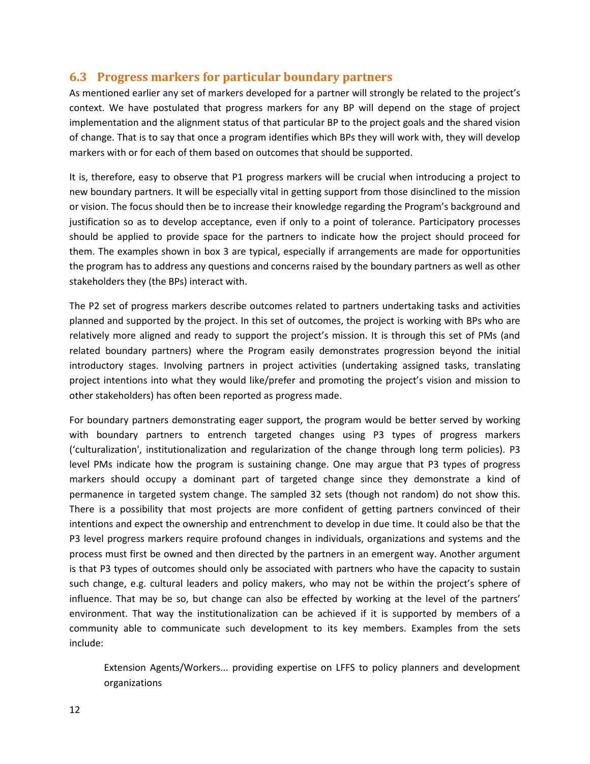## 6.3 Progress markers for particular boundary partners

As mentioned earlier any set of markers developed for a partner will strongly be related to the project's context. We have postulated that progress markers for any BP will depend on the stage of project implementation and the alignment status of that particular BP to the project goals and the shared vision of change. That is to say that once a program identifies which BPs they will work with, they will develop markers with or for each of them based on outcomes that should be supported.

It is, therefore, easy to observe that P1 progress markers will be crucial when introducing a project to new boundary partners. It will be especially vital in getting support from those disinclined to the mission or vision. The focus should then be to increase their knowledge regarding the Program's background and justification so as to develop acceptance, even if only to a point of tolerance. Participatory processes should be applied to provide space for the partners to indicate how the project should proceed for them. The examples shown in box 3 are typical, especially if arrangements are made for opportunities the program has to address any questions and concerns raised by the boundary partners as well as other stakeholders they (the BPs) interact with.

The P2 set of progress markers describe outcomes related to partners undertaking tasks and activities planned and supported by the project. In this set of outcomes, the project is working with BPs who are relatively more aligned and ready to support the project's mission. It is through this set of PMs (and related boundary partners) where the Program easily demonstrates progression beyond the initial introductory stages. Involving partners in project activities (undertaking assigned tasks, translating project intentions into what they would like/prefer and promoting the project's vision and mission to other stakeholders) has often been reported as progress made.

For boundary partners demonstrating eager support, the program would be better served by working with boundary partners to entrench targeted changes using P3 types of progress markers ('culturalization', institutionalization and regularization of the change through long term policies). P3 level PMs indicate how the program is sustaining change. One may argue that P3 types of progress markers should occupy a dominant part of targeted change since they demonstrate a kind of permanence in targeted system change. The sampled 32 sets (though not random) do not show this. There is a possibility that most projects are more confident of getting partners convinced of their intentions and expect the ownership and entrenchment to develop in due time. It could also be that the P3 level progress markers require profound changes in individuals, organizations and systems and the process must first be owned and then directed by the partners in an emergent way. Another argument is that P3 types of outcomes should only be associated with partners who have the capacity to sustain such change, e.g. cultural leaders and policy makers, who may not be within the project's sphere of influence. That may be so, but change can also be effected by working at the level of the partners' environment. That way the institutionalization can be achieved if it is supported by members of a community able to communicate such development to its key members. Examples from the sets include:

> Extension Agents/Workers... providing expertise on LFFS to policy planners and development organizations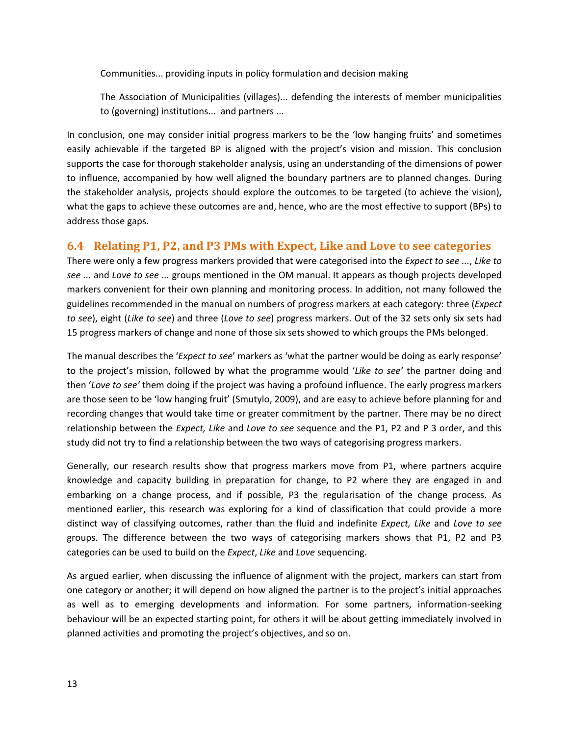Communities... providing inputs in policy formulation and decision making

The Association of Municipalities (villages)... defending the interests of member municipalities to (governing) institutions... and partners ...

In conclusion, one may consider initial progress markers to be the 'low hanging fruits' and sometimes easily achievable if the targeted BP is aligned with the project's vision and mission. This conclusion supports the case for thorough stakeholder analysis, using an understanding of the dimensions of power to influence, accompanied by how well aligned the boundary partners are to planned changes. During the stakeholder analysis, projects should explore the outcomes to be targeted (to achieve the vision), what the gaps to achieve these outcomes are and, hence, who are the most effective to support (BPs) to address those gaps.

## 6.4 Relating P1, P2, and P3 PMs with Expect, Like and Love to see categories

There were only a few progress markers provided that were categorised into the *Expect to see ...*, *Like to see ...* and *Love to see ...* groups mentioned in the OM manual. It appears as though projects developed markers convenient for their own planning and monitoring process. In addition, not many followed the guidelines recommended in the manual on numbers of progress markers at each category: three (*Expect to see*), eight (*Like to see*) and three (*Love to see*) progress markers. Out of the 32 sets only six sets had 15 progress markers of change and none of those six sets showed to which groups the PMs belonged.

The manual describes the '*Expect to see*' markers as 'what the partner would be doing as early response' to the project's mission, followed by what the programme would '*Like to see'* the partner doing and then '*Love to see'* them doing if the project was having a profound influence. The early progress markers are those seen to be 'low hanging fruit' (Smutylo, 2009), and are easy to achieve before planning for and recording changes that would take time or greater commitment by the partner. There may be no direct relationship between the *Expect, Like* and *Love to see* sequence and the P1, P2 and P 3 order, and this study did not try to find a relationship between the two ways of categorising progress markers.

Generally, our research results show that progress markers move from P1, where partners acquire knowledge and capacity building in preparation for change, to P2 where they are engaged in and embarking on a change process, and if possible, P3 the regularisation of the change process. As mentioned earlier, this research was exploring for a kind of classification that could provide a more distinct way of classifying outcomes, rather than the fluid and indefinite *Expect, Like* and *Love to see* groups. The difference between the two ways of categorising markers shows that P1, P2 and P3 categories can be used to build on the *Expect*, *Like* and *Love* sequencing.

As argued earlier, when discussing the influence of alignment with the project, markers can start from one category or another; it will depend on how aligned the partner is to the project's initial approaches as well as to emerging developments and information. For some partners, information-seeking behaviour will be an expected starting point, for others it will be about getting immediately involved in planned activities and promoting the project's objectives, and so on.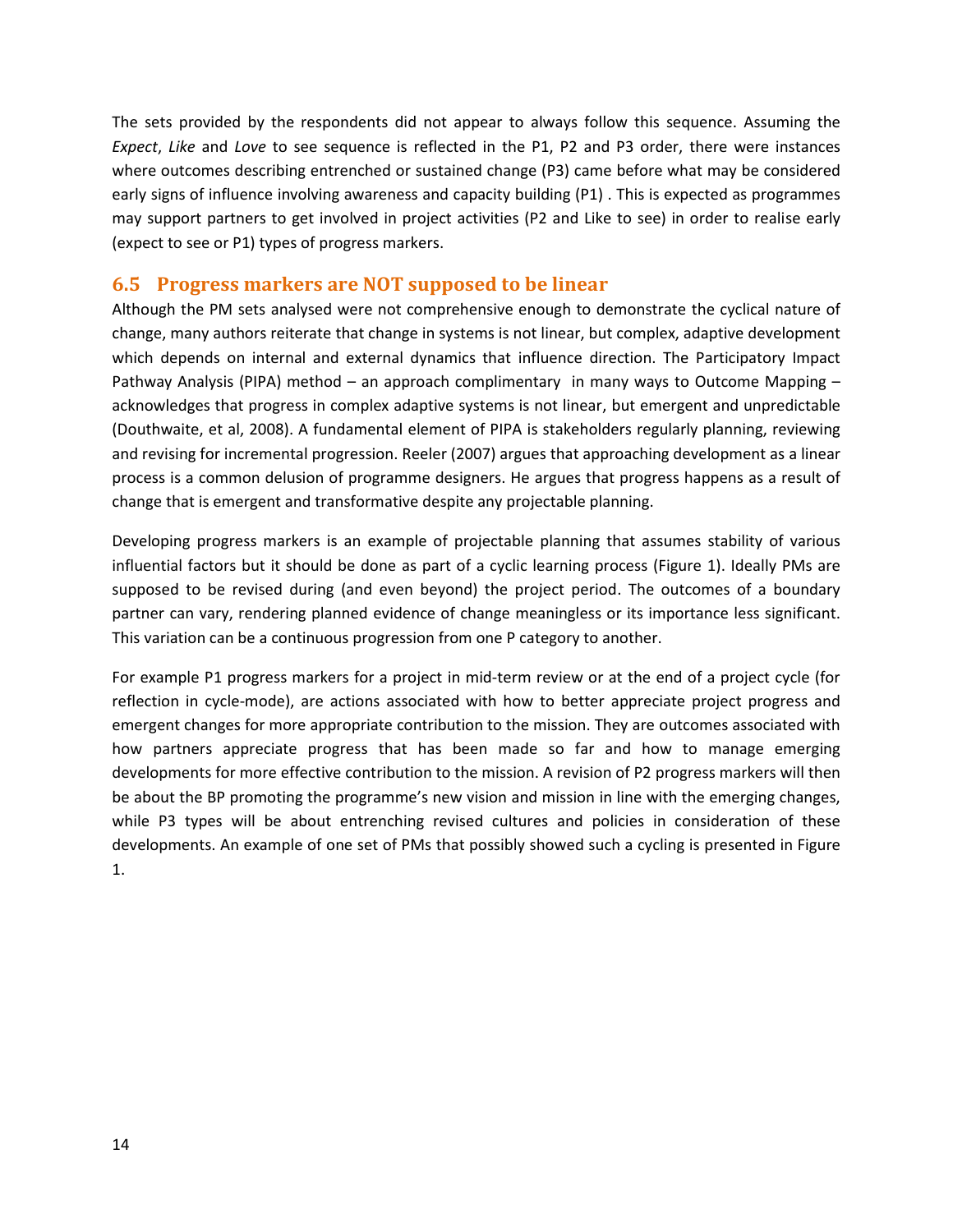The sets provided by the respondents did not appear to always follow this sequence. Assuming the *Expect*, *Like* and *Love* to see sequence is reflected in the P1, P2 and P3 order, there were instances where outcomes describing entrenched or sustained change (P3) came before what may be considered early signs of influence involving awareness and capacity building (P1) . This is expected as programmes may support partners to get involved in project activities (P2 and Like to see) in order to realise early (expect to see or P1) types of progress markers.

## 6.5 Progress markers are NOT supposed to be linear

Although the PM sets analysed were not comprehensive enough to demonstrate the cyclical nature of change, many authors reiterate that change in systems is not linear, but complex, adaptive development which depends on internal and external dynamics that influence direction. The Participatory Impact Pathway Analysis (PIPA) method – an approach complimentary in many ways to Outcome Mapping – acknowledges that progress in complex adaptive systems is not linear, but emergent and unpredictable (Douthwaite, et al, 2008). A fundamental element of PIPA is stakeholders regularly planning, reviewing and revising for incremental progression. Reeler (2007) argues that approaching development as a linear process is a common delusion of programme designers. He argues that progress happens as a result of change that is emergent and transformative despite any projectable planning.

Developing progress markers is an example of projectable planning that assumes stability of various influential factors but it should be done as part of a cyclic learning process (Figure 1). Ideally PMs are supposed to be revised during (and even beyond) the project period. The outcomes of a boundary partner can vary, rendering planned evidence of change meaningless or its importance less significant. This variation can be a continuous progression from one P category to another.

For example P1 progress markers for a project in mid-term review or at the end of a project cycle (for reflection in cycle-mode), are actions associated with how to better appreciate project progress and emergent changes for more appropriate contribution to the mission. They are outcomes associated with how partners appreciate progress that has been made so far and how to manage emerging developments for more effective contribution to the mission. A revision of P2 progress markers will then be about the BP promoting the programme's new vision and mission in line with the emerging changes, while P3 types will be about entrenching revised cultures and policies in consideration of these developments. An example of one set of PMs that possibly showed such a cycling is presented in Figure 1.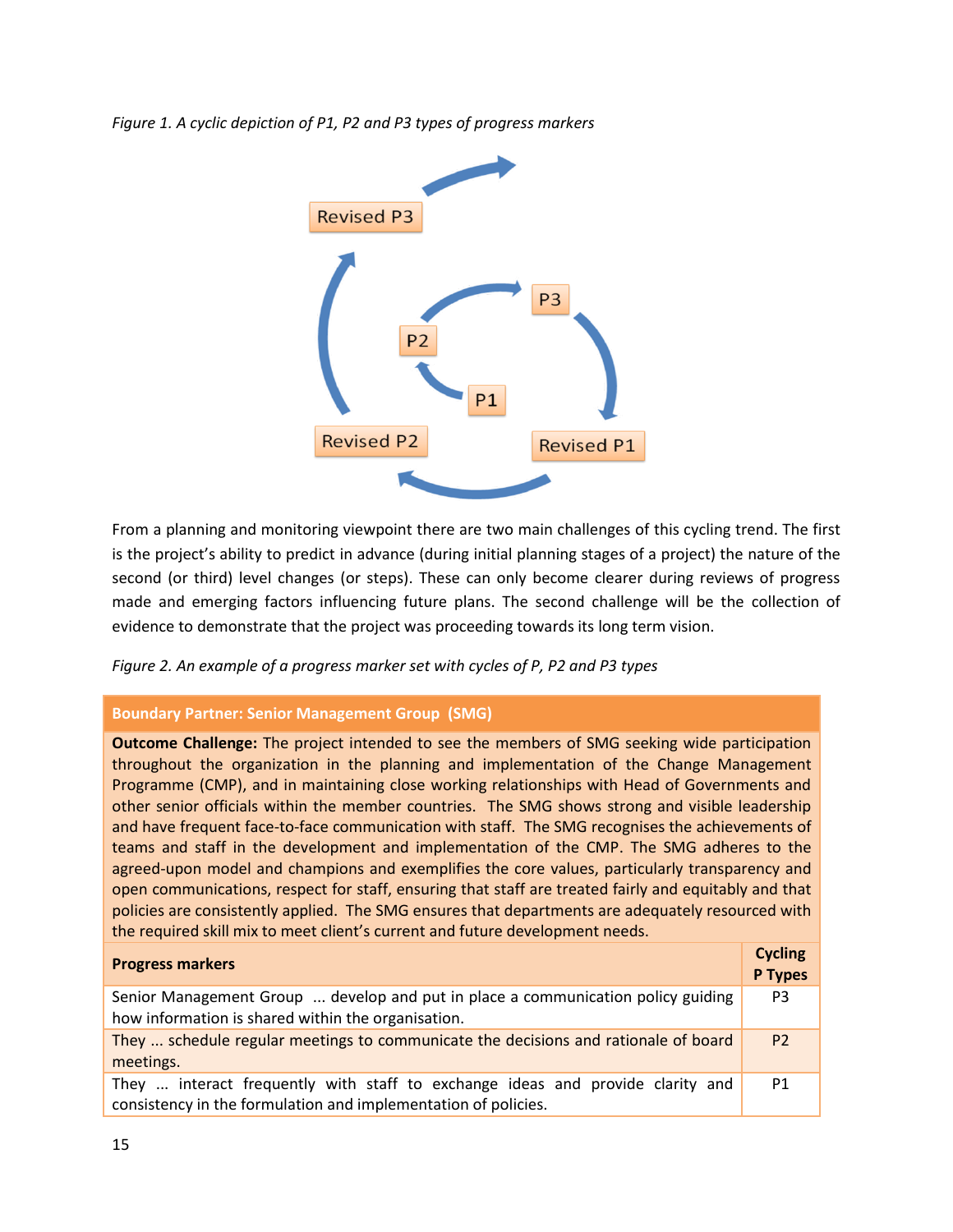*Figure 1. A cyclic depiction of P1, P2 and P3 types of progress markers*

From a planning and monitoring viewpoint there are two main challenges of this cycling trend. The first is the project's ability to predict in advance (during initial planning stages of a project) the nature of the second (or third) level changes (or steps). These can only become clearer during reviews of progress made and emerging factors influencing future plans. The second challenge will be the collection of evidence to demonstrate that the project was proceeding towards its long term vision.

*Figure 2. An example of a progress marker set with cycles of P, P2 and P3 types*

| **Boundary Partner: Senior Management Group (SMG)** | |
|---|---|
| **Outcome Challenge:** The project intended to see the members of SMG seeking wide participation throughout the organization in the planning and implementation of the Change Management Programme (CMP), and in maintaining close working relationships with Head of Governments and other senior officials within the member countries. The SMG shows strong and visible leadership and have frequent face-to-face communication with staff. The SMG recognises the achievements of teams and staff in the development and implementation of the CMP. The SMG adheres to the agreed-upon model and champions and exemplifies the core values, particularly transparency and open communications, respect for staff, ensuring that staff are treated fairly and equitably and that policies are consistently applied. The SMG ensures that departments are adequately resourced with the required skill mix to meet client's current and future development needs. | |
| **Progress markers** | **Cycling P Types** |
| Senior Management Group ... develop and put in place a communication policy guiding how information is shared within the organisation. | P3 |
| They ... schedule regular meetings to communicate the decisions and rationale of board meetings. | P2 |
| They ... interact frequently with staff to exchange ideas and provide clarity and consistency in the formulation and implementation of policies. | P1 |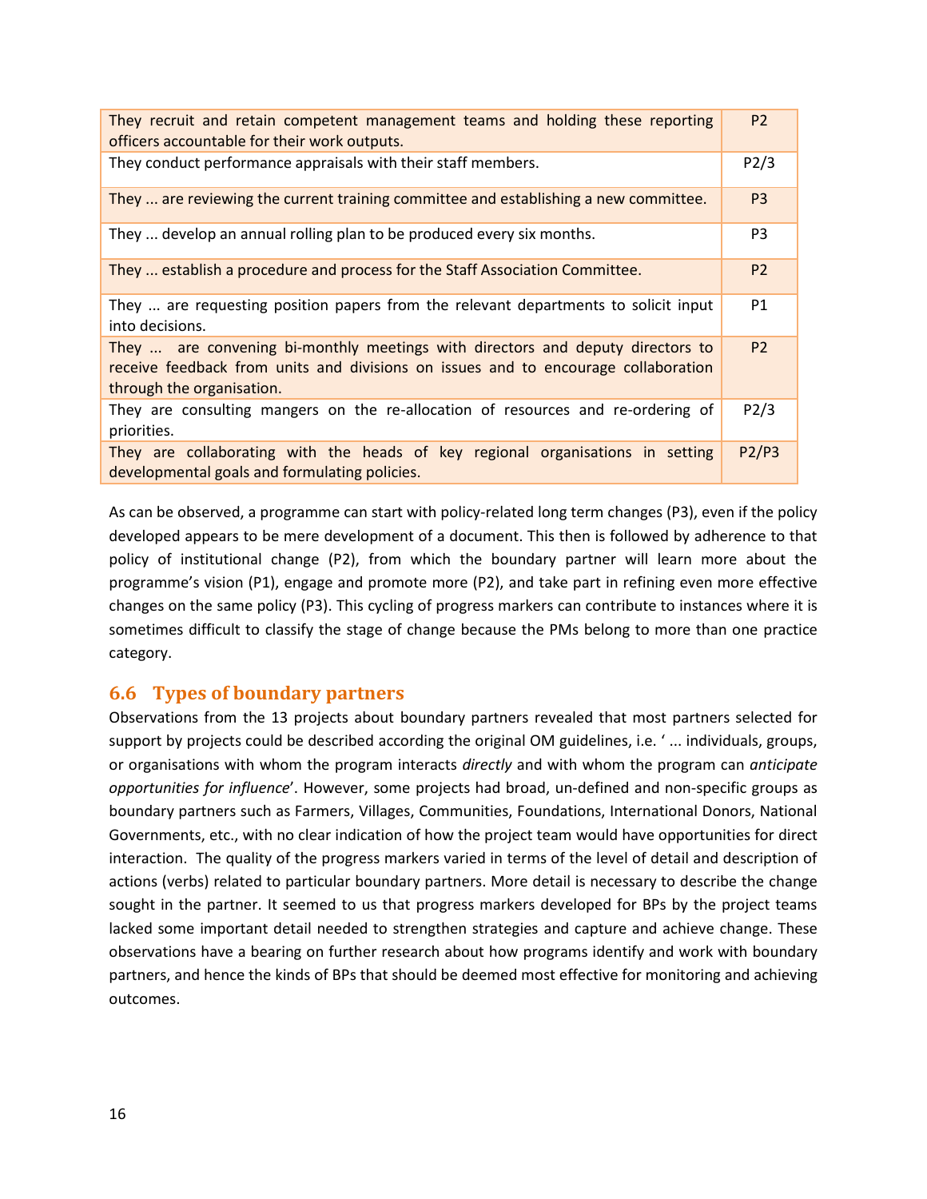| | |
|---|---|
| They recruit and retain competent management teams and holding these reporting officers accountable for their work outputs. | P2 |
| They conduct performance appraisals with their staff members. | P2/3 |
| They ... are reviewing the current training committee and establishing a new committee. | P3 |
| They ... develop an annual rolling plan to be produced every six months. | P3 |
| They ... establish a procedure and process for the Staff Association Committee. | P2 |
| They ... are requesting position papers from the relevant departments to solicit input into decisions. | P1 |
| They ... are convening bi-monthly meetings with directors and deputy directors to receive feedback from units and divisions on issues and to encourage collaboration through the organisation. | P2 |
| They are consulting mangers on the re-allocation of resources and re-ordering of priorities. | P2/3 |
| They are collaborating with the heads of key regional organisations in setting developmental goals and formulating policies. | P2/P3 |

As can be observed, a programme can start with policy-related long term changes (P3), even if the policy developed appears to be mere development of a document. This then is followed by adherence to that policy of institutional change (P2), from which the boundary partner will learn more about the programme's vision (P1), engage and promote more (P2), and take part in refining even more effective changes on the same policy (P3). This cycling of progress markers can contribute to instances where it is sometimes difficult to classify the stage of change because the PMs belong to more than one practice category.

## 6.6 Types of boundary partners

Observations from the 13 projects about boundary partners revealed that most partners selected for support by projects could be described according the original OM guidelines, i.e. ' ... individuals, groups, or organisations with whom the program interacts *directly* and with whom the program can *anticipate opportunities for influence*'. However, some projects had broad, un-defined and non-specific groups as boundary partners such as Farmers, Villages, Communities, Foundations, International Donors, National Governments, etc., with no clear indication of how the project team would have opportunities for direct interaction. The quality of the progress markers varied in terms of the level of detail and description of actions (verbs) related to particular boundary partners. More detail is necessary to describe the change sought in the partner. It seemed to us that progress markers developed for BPs by the project teams lacked some important detail needed to strengthen strategies and capture and achieve change. These observations have a bearing on further research about how programs identify and work with boundary partners, and hence the kinds of BPs that should be deemed most effective for monitoring and achieving outcomes.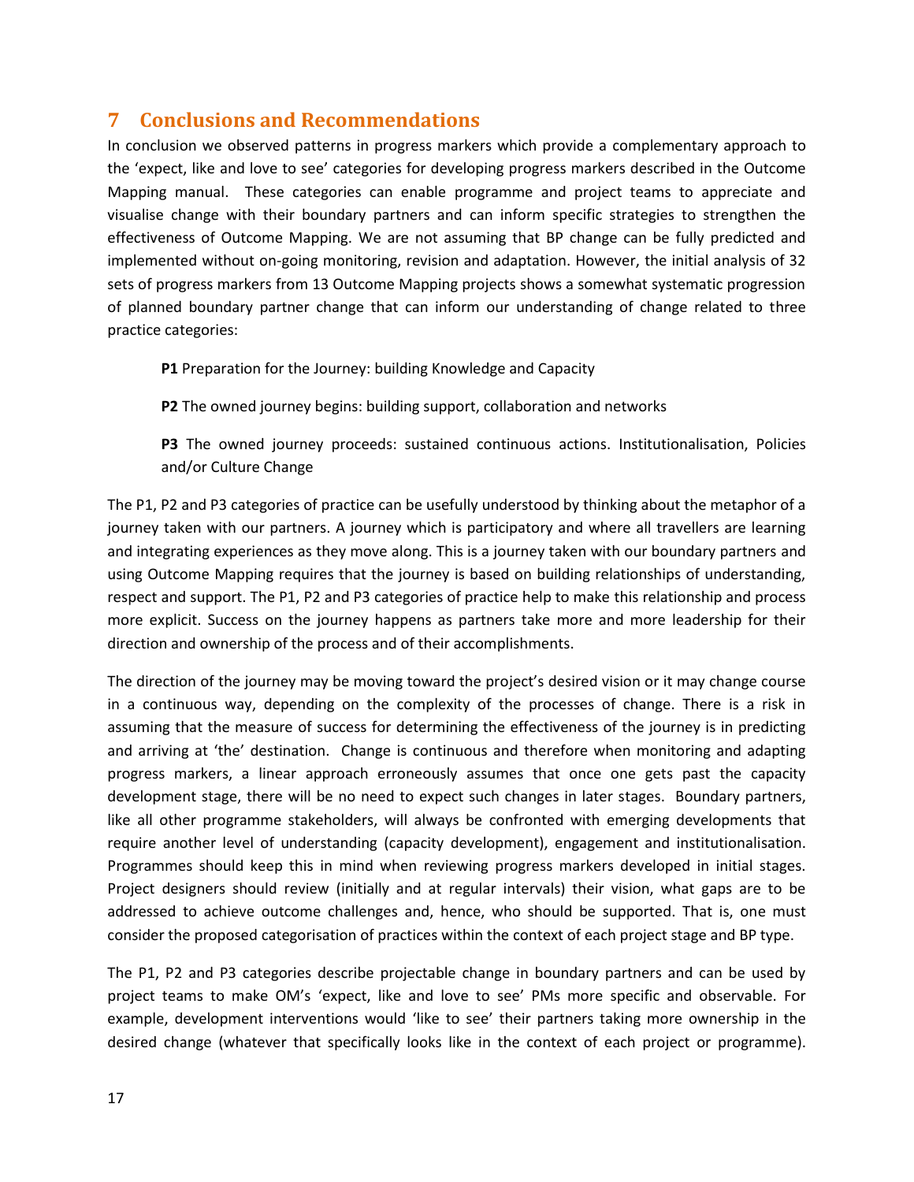## 7 Conclusions and Recommendations

In conclusion we observed patterns in progress markers which provide a complementary approach to the 'expect, like and love to see' categories for developing progress markers described in the Outcome Mapping manual. These categories can enable programme and project teams to appreciate and visualise change with their boundary partners and can inform specific strategies to strengthen the effectiveness of Outcome Mapping. We are not assuming that BP change can be fully predicted and implemented without on-going monitoring, revision and adaptation. However, the initial analysis of 32 sets of progress markers from 13 Outcome Mapping projects shows a somewhat systematic progression of planned boundary partner change that can inform our understanding of change related to three practice categories:

> **P1** Preparation for the Journey: building Knowledge and Capacity
>
> **P2** The owned journey begins: building support, collaboration and networks
>
> **P3** The owned journey proceeds: sustained continuous actions. Institutionalisation, Policies and/or Culture Change

The P1, P2 and P3 categories of practice can be usefully understood by thinking about the metaphor of a journey taken with our partners. A journey which is participatory and where all travellers are learning and integrating experiences as they move along. This is a journey taken with our boundary partners and using Outcome Mapping requires that the journey is based on building relationships of understanding, respect and support. The P1, P2 and P3 categories of practice help to make this relationship and process more explicit. Success on the journey happens as partners take more and more leadership for their direction and ownership of the process and of their accomplishments.

The direction of the journey may be moving toward the project's desired vision or it may change course in a continuous way, depending on the complexity of the processes of change. There is a risk in assuming that the measure of success for determining the effectiveness of the journey is in predicting and arriving at 'the' destination. Change is continuous and therefore when monitoring and adapting progress markers, a linear approach erroneously assumes that once one gets past the capacity development stage, there will be no need to expect such changes in later stages. Boundary partners, like all other programme stakeholders, will always be confronted with emerging developments that require another level of understanding (capacity development), engagement and institutionalisation. Programmes should keep this in mind when reviewing progress markers developed in initial stages. Project designers should review (initially and at regular intervals) their vision, what gaps are to be addressed to achieve outcome challenges and, hence, who should be supported. That is, one must consider the proposed categorisation of practices within the context of each project stage and BP type.

The P1, P2 and P3 categories describe projectable change in boundary partners and can be used by project teams to make OM's 'expect, like and love to see' PMs more specific and observable. For example, development interventions would 'like to see' their partners taking more ownership in the desired change (whatever that specifically looks like in the context of each project or programme).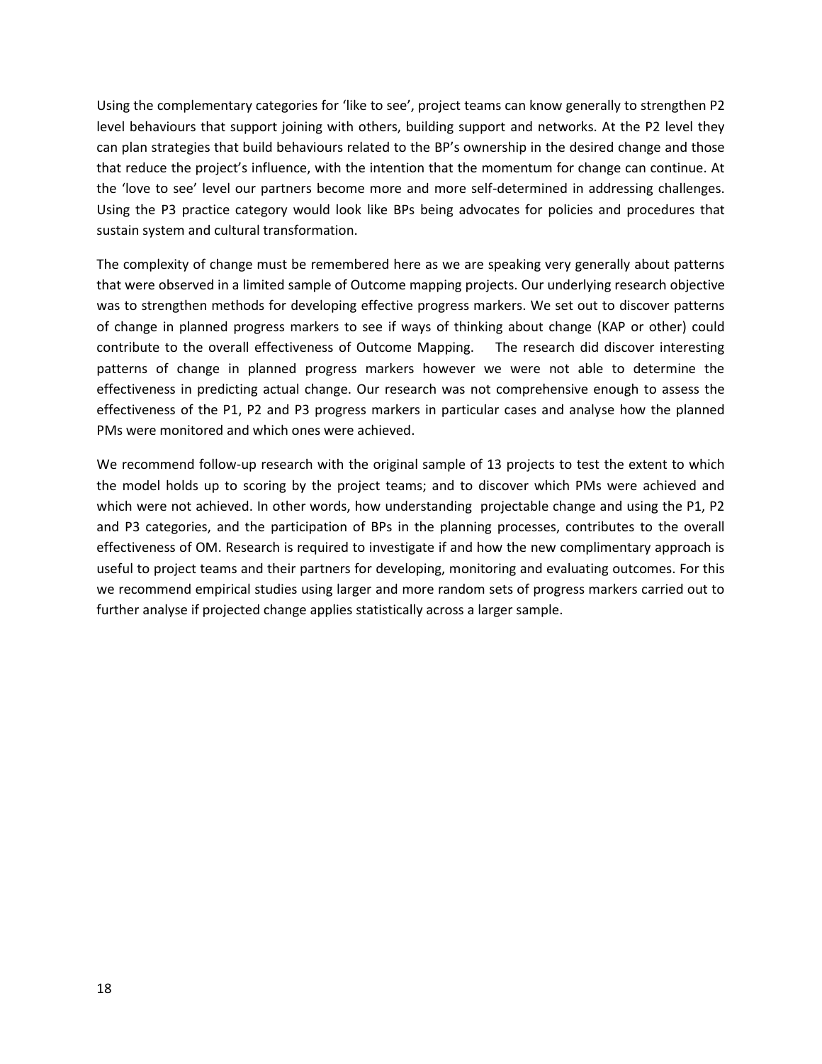Using the complementary categories for 'like to see', project teams can know generally to strengthen P2 level behaviours that support joining with others, building support and networks. At the P2 level they can plan strategies that build behaviours related to the BP's ownership in the desired change and those that reduce the project's influence, with the intention that the momentum for change can continue. At the 'love to see' level our partners become more and more self-determined in addressing challenges. Using the P3 practice category would look like BPs being advocates for policies and procedures that sustain system and cultural transformation.

The complexity of change must be remembered here as we are speaking very generally about patterns that were observed in a limited sample of Outcome mapping projects. Our underlying research objective was to strengthen methods for developing effective progress markers. We set out to discover patterns of change in planned progress markers to see if ways of thinking about change (KAP or other) could contribute to the overall effectiveness of Outcome Mapping. The research did discover interesting patterns of change in planned progress markers however we were not able to determine the effectiveness in predicting actual change. Our research was not comprehensive enough to assess the effectiveness of the P1, P2 and P3 progress markers in particular cases and analyse how the planned PMs were monitored and which ones were achieved.

We recommend follow-up research with the original sample of 13 projects to test the extent to which the model holds up to scoring by the project teams; and to discover which PMs were achieved and which were not achieved. In other words, how understanding projectable change and using the P1, P2 and P3 categories, and the participation of BPs in the planning processes, contributes to the overall effectiveness of OM. Research is required to investigate if and how the new complimentary approach is useful to project teams and their partners for developing, monitoring and evaluating outcomes. For this we recommend empirical studies using larger and more random sets of progress markers carried out to further analyse if projected change applies statistically across a larger sample.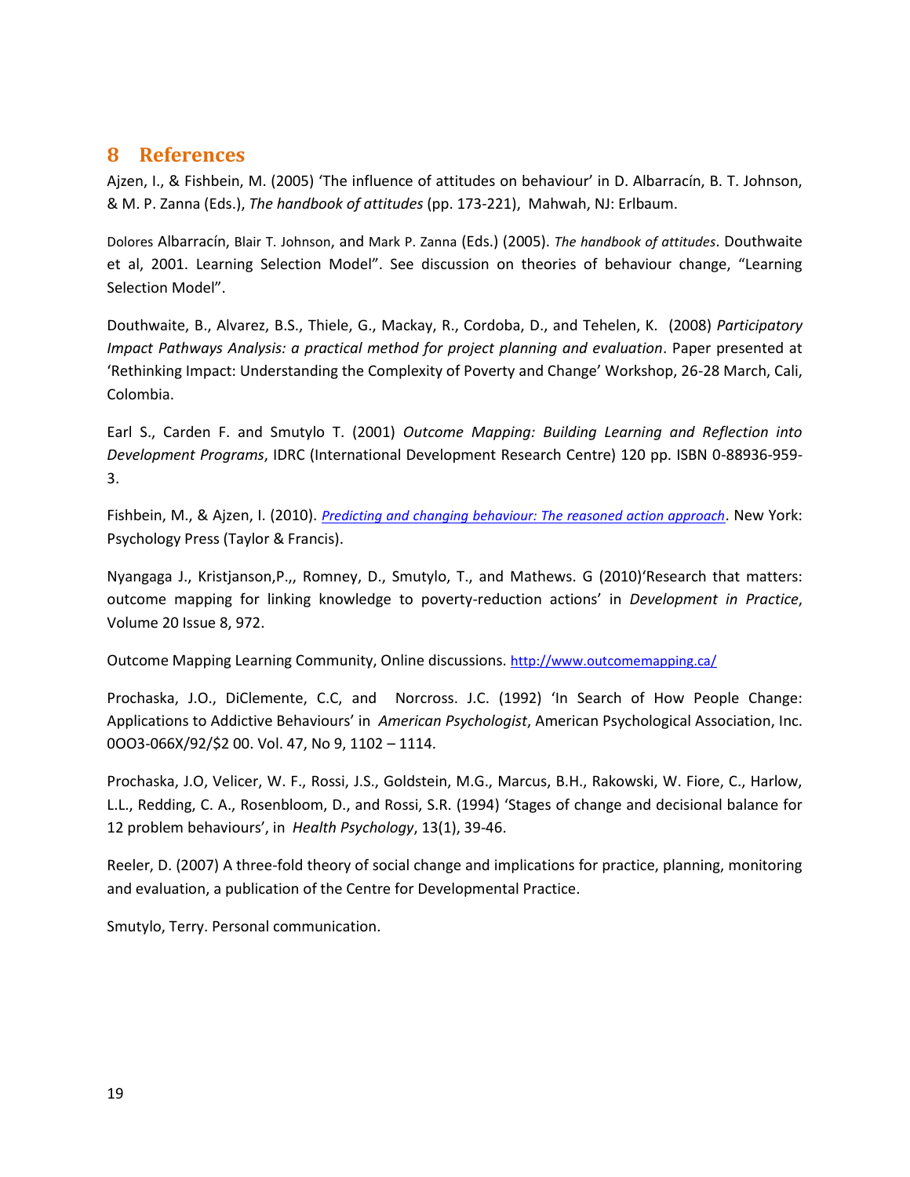# 8 References

Ajzen, I., & Fishbein, M. (2005) 'The influence of attitudes on behaviour' in D. Albarracín, B. T. Johnson, & M. P. Zanna (Eds.), *The handbook of attitudes* (pp. 173-221), Mahwah, NJ: Erlbaum.

Dolores Albarracín, Blair T. Johnson, and Mark P. Zanna (Eds.) (2005). *The handbook of attitudes*. Douthwaite et al, 2001. Learning Selection Model". See discussion on theories of behaviour change, "Learning Selection Model".

Douthwaite, B., Alvarez, B.S., Thiele, G., Mackay, R., Cordoba, D., and Tehelen, K. (2008) *Participatory Impact Pathways Analysis: a practical method for project planning and evaluation*. Paper presented at 'Rethinking Impact: Understanding the Complexity of Poverty and Change' Workshop, 26-28 March, Cali, Colombia.

Earl S., Carden F. and Smutylo T. (2001) *Outcome Mapping: Building Learning and Reflection into Development Programs*, IDRC (International Development Research Centre) 120 pp. ISBN 0-88936-959-3.

Fishbein, M., & Ajzen, I. (2010). *Predicting and changing behaviour: The reasoned action approach*. New York: Psychology Press (Taylor & Francis).

Nyangaga J., Kristjanson,P.,, Romney, D., Smutylo, T., and Mathews. G (2010)'Research that matters: outcome mapping for linking knowledge to poverty-reduction actions' in *Development in Practice*, Volume 20 Issue 8, 972.

Outcome Mapping Learning Community, Online discussions. http://www.outcomemapping.ca/

Prochaska, J.O., DiClemente, C.C, and Norcross. J.C. (1992) 'In Search of How People Change: Applications to Addictive Behaviours' in *American Psychologist*, American Psychological Association, Inc. 0OO3-066X/92/$2 00. Vol. 47, No 9, 1102 – 1114.

Prochaska, J.O, Velicer, W. F., Rossi, J.S., Goldstein, M.G., Marcus, B.H., Rakowski, W. Fiore, C., Harlow, L.L., Redding, C. A., Rosenbloom, D., and Rossi, S.R. (1994) 'Stages of change and decisional balance for 12 problem behaviours', in *Health Psychology*, 13(1), 39-46.

Reeler, D. (2007) A three-fold theory of social change and implications for practice, planning, monitoring and evaluation, a publication of the Centre for Developmental Practice.

Smutylo, Terry. Personal communication.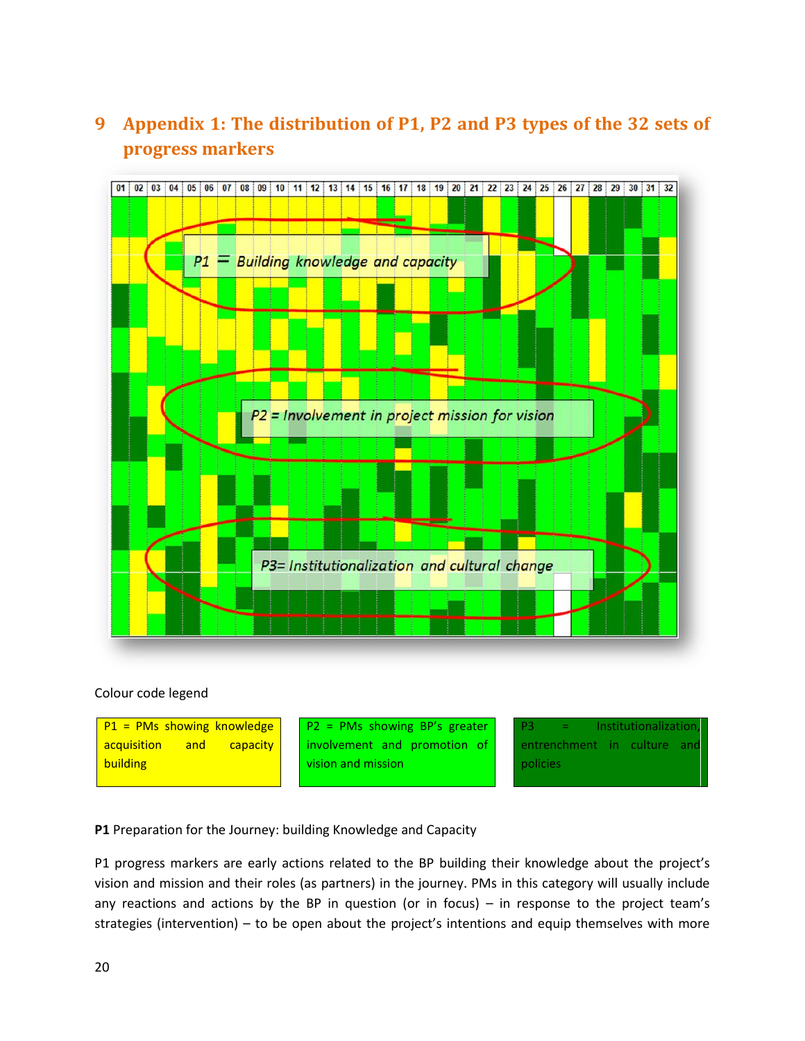# 9 Appendix 1: The distribution of P1, P2 and P3 types of the 32 sets of progress markers

Colour code legend

| P1 = PMs showing knowledge acquisition and capacity building | P2 = PMs showing BP's greater involvement and promotion of vision and mission | P3 = Institutionalization, entrenchment in culture and policies |
|---|---|---|

**P1** Preparation for the Journey: building Knowledge and Capacity

P1 progress markers are early actions related to the BP building their knowledge about the project's vision and mission and their roles (as partners) in the journey. PMs in this category will usually include any reactions and actions by the BP in question (or in focus) – in response to the project team's strategies (intervention) – to be open about the project's intentions and equip themselves with more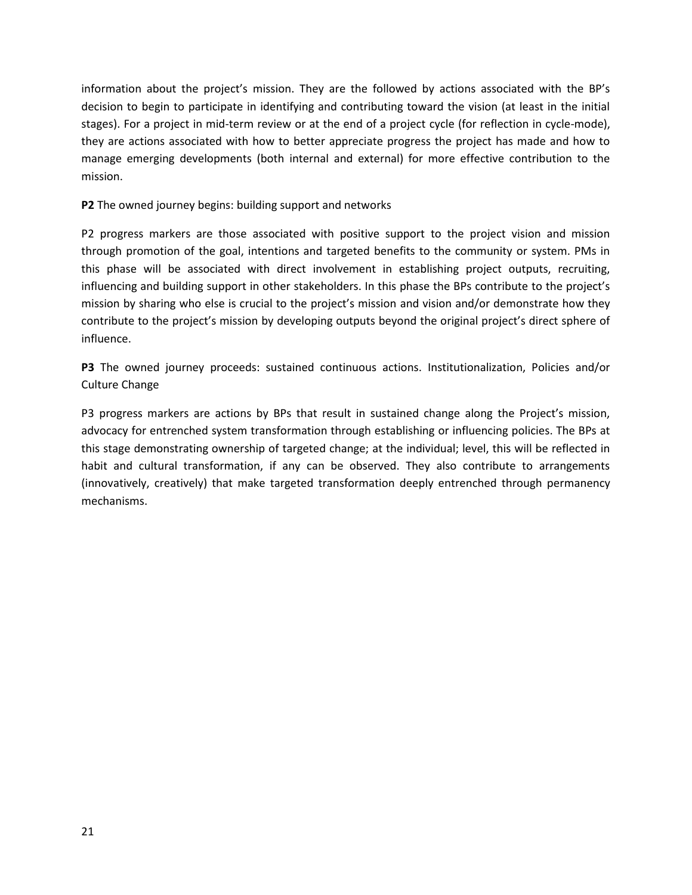information about the project's mission. They are the followed by actions associated with the BP's decision to begin to participate in identifying and contributing toward the vision (at least in the initial stages). For a project in mid-term review or at the end of a project cycle (for reflection in cycle-mode), they are actions associated with how to better appreciate progress the project has made and how to manage emerging developments (both internal and external) for more effective contribution to the mission.

**P2** The owned journey begins: building support and networks

P2 progress markers are those associated with positive support to the project vision and mission through promotion of the goal, intentions and targeted benefits to the community or system. PMs in this phase will be associated with direct involvement in establishing project outputs, recruiting, influencing and building support in other stakeholders. In this phase the BPs contribute to the project's mission by sharing who else is crucial to the project's mission and vision and/or demonstrate how they contribute to the project's mission by developing outputs beyond the original project's direct sphere of influence.

**P3** The owned journey proceeds: sustained continuous actions. Institutionalization, Policies and/or Culture Change

P3 progress markers are actions by BPs that result in sustained change along the Project's mission, advocacy for entrenched system transformation through establishing or influencing policies. The BPs at this stage demonstrating ownership of targeted change; at the individual; level, this will be reflected in habit and cultural transformation, if any can be observed. They also contribute to arrangements (innovatively, creatively) that make targeted transformation deeply entrenched through permanency mechanisms.